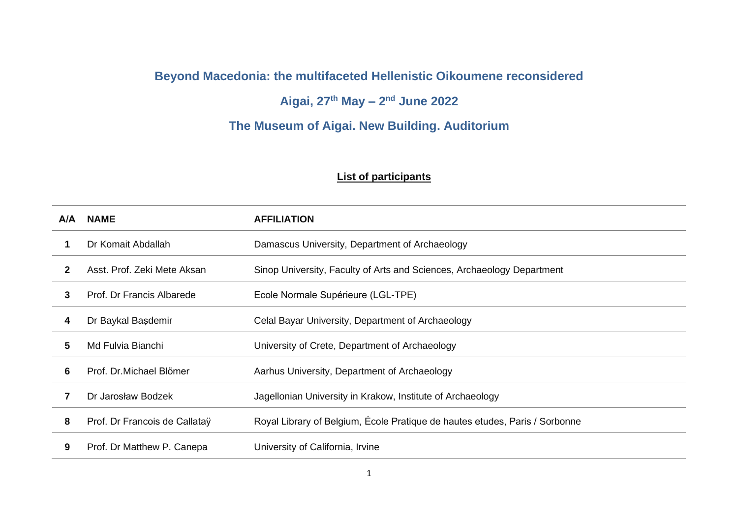# Beyond Macedonia: the multifaceted Hellenistic Oikoumene reconsidered

## Aigai, 27th May – 2nd June 2022

## The Museum of Aigai. New Building. Auditorium

**List of participants**

| A/A | NAME | AFFILIATION |
|---|---|---|
| 1 | Dr Komait Abdallah | Damascus University, Department of Archaeology |
| 2 | Asst. Prof. Zeki Mete Aksan | Sinop University, Faculty of Arts and Sciences, Archaeology Department |
| 3 | Prof. Dr Francis Albarede | Ecole Normale Supérieure (LGL-TPE) |
| 4 | Dr Baykal Başdemir | Celal Bayar University, Department of Archaeology |
| 5 | Md Fulvia Bianchi | University of Crete, Department of Archaeology |
| 6 | Prof. Dr.Michael Blömer | Aarhus University, Department of Archaeology |
| 7 | Dr Jarosław Bodzek | Jagellonian University in Krakow, Institute of Archaeology |
| 8 | Prof. Dr Francois de Callataÿ | Royal Library of Belgium, École Pratique de hautes etudes, Paris / Sorbonne |
| 9 | Prof. Dr Matthew P. Canepa | University of California, Irvine |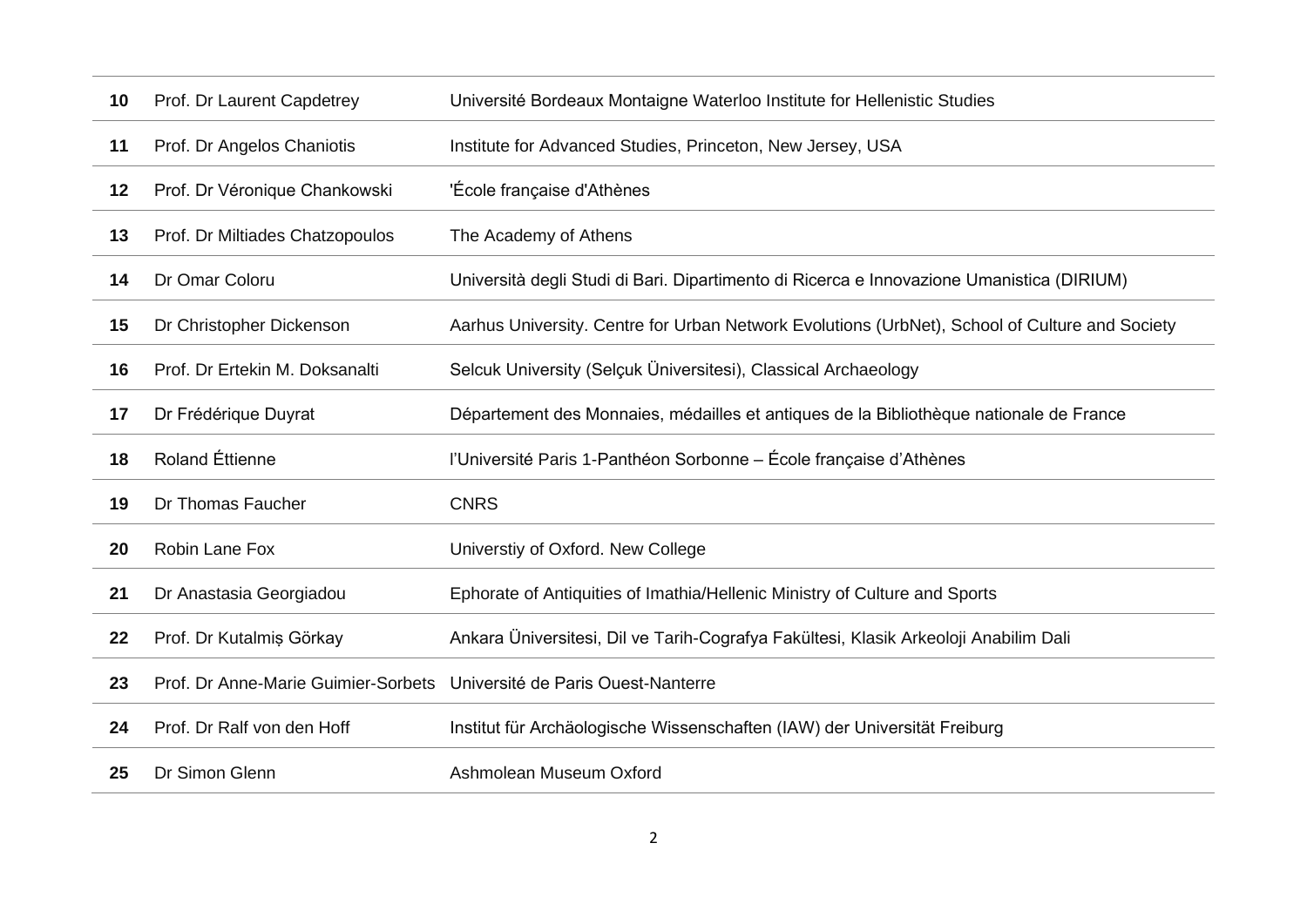| | | |
|---|---|---|
| **10** | Prof. Dr Laurent Capdetrey | Université Bordeaux Montaigne Waterloo Institute for Hellenistic Studies |
| **11** | Prof. Dr Angelos Chaniotis | Institute for Advanced Studies, Princeton, New Jersey, USA |
| **12** | Prof. Dr Véronique Chankowski | 'École française d'Athènes |
| **13** | Prof. Dr Miltiades Chatzopoulos | The Academy of Athens |
| **14** | Dr Omar Coloru | Università degli Studi di Bari. Dipartimento di Ricerca e Innovazione Umanistica (DIRIUM) |
| **15** | Dr Christopher Dickenson | Aarhus University. Centre for Urban Network Evolutions (UrbNet), School of Culture and Society |
| **16** | Prof. Dr Ertekin M. Doksanalti | Selcuk University (Selçuk Üniversitesi), Classical Archaeology |
| **17** | Dr Frédérique Duyrat | Département des Monnaies, médailles et antiques de la Bibliothèque nationale de France |
| **18** | Roland Éttienne | l'Université Paris 1-Panthéon Sorbonne – École française d'Athènes |
| **19** | Dr Thomas Faucher | CNRS |
| **20** | Robin Lane Fox | Universtiy of Oxford. New College |
| **21** | Dr Anastasia Georgiadou | Ephorate of Antiquities of Imathia/Hellenic Ministry of Culture and Sports |
| **22** | Prof. Dr Kutalmiş Görkay | Ankara Üniversitesi, Dil ve Tarih-Cografya Fakültesi, Klasik Arkeoloji Anabilim Dali |
| **23** | Prof. Dr Anne-Marie Guimier-Sorbets | Université de Paris Ouest-Nanterre |
| **24** | Prof. Dr Ralf von den Hoff | Institut für Archäologische Wissenschaften (IAW) der Universität Freiburg |
| **25** | Dr Simon Glenn | Ashmolean Museum Oxford |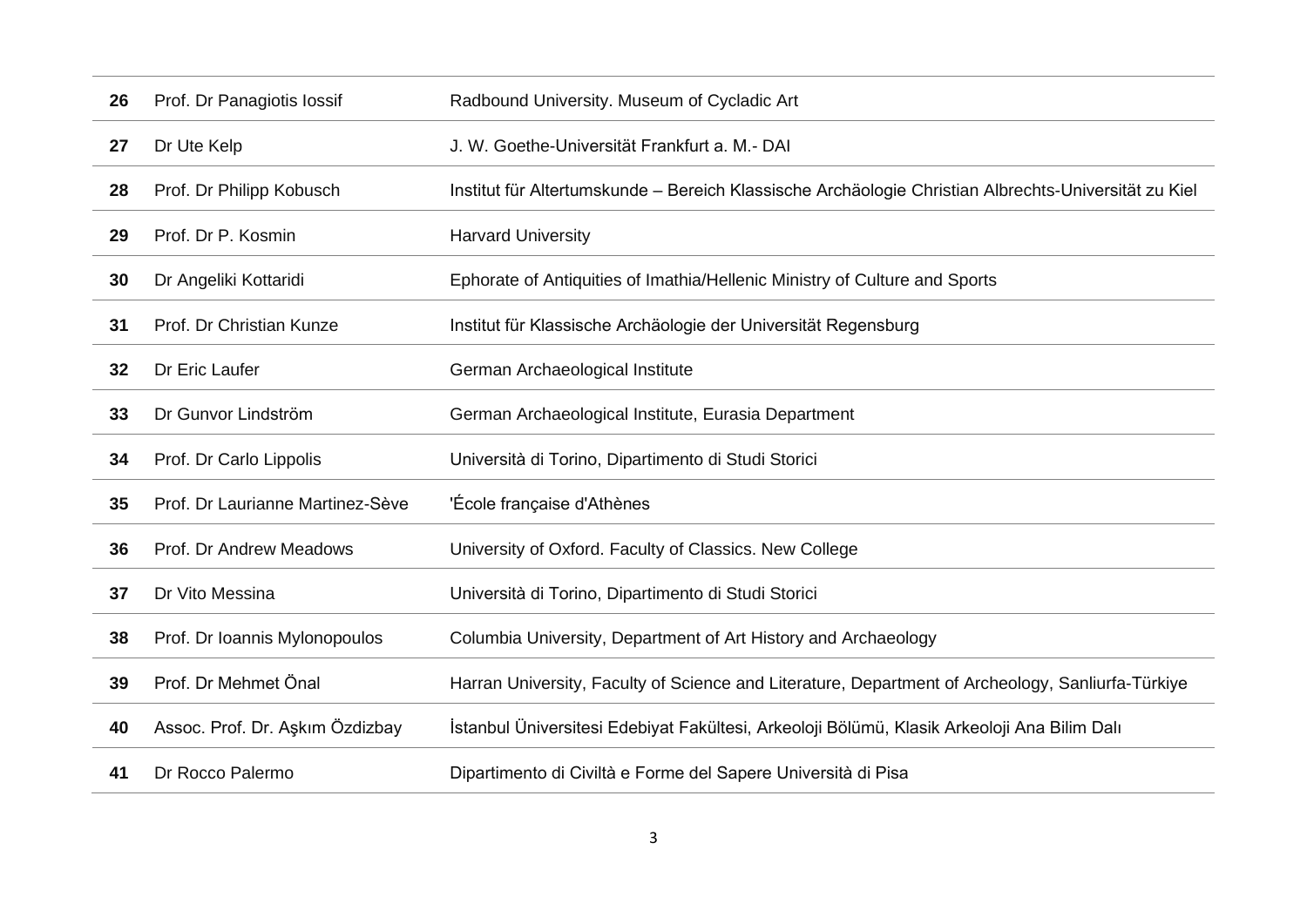| | | |
|---|---|---|
| **26** | Prof. Dr Panagiotis Iossif | Radbound University. Museum of Cycladic Art |
| **27** | Dr Ute Kelp | J. W. Goethe-Universität Frankfurt a. M.- DAI |
| **28** | Prof. Dr Philipp Kobusch | Institut für Altertumskunde – Bereich Klassische Archäologie Christian Albrechts-Universität zu Kiel |
| **29** | Prof. Dr P. Kosmin | Harvard University |
| **30** | Dr Angeliki Kottaridi | Ephorate of Antiquities of Imathia/Hellenic Ministry of Culture and Sports |
| **31** | Prof. Dr Christian Kunze | Institut für Klassische Archäologie der Universität Regensburg |
| **32** | Dr Eric Laufer | German Archaeological Institute |
| **33** | Dr Gunvor Lindström | German Archaeological Institute, Eurasia Department |
| **34** | Prof. Dr Carlo Lippolis | Università di Torino, Dipartimento di Studi Storici |
| **35** | Prof. Dr Laurianne Martinez-Sève | 'École française d'Athènes |
| **36** | Prof. Dr Andrew Meadows | University of Oxford. Faculty of Classics. New College |
| **37** | Dr Vito Messina | Università di Torino, Dipartimento di Studi Storici |
| **38** | Prof. Dr Ioannis Mylonopoulos | Columbia University, Department of Art History and Archaeology |
| **39** | Prof. Dr Mehmet Önal | Harran University, Faculty of Science and Literature, Department of Archeology, Sanliurfa-Türkiye |
| **40** | Assoc. Prof. Dr. Aşkım Özdizbay | İstanbul Üniversitesi Edebiyat Fakültesi, Arkeoloji Bölümü, Klasik Arkeoloji Ana Bilim Dalı |
| **41** | Dr Rocco Palermo | Dipartimento di Civiltà e Forme del Sapere Università di Pisa |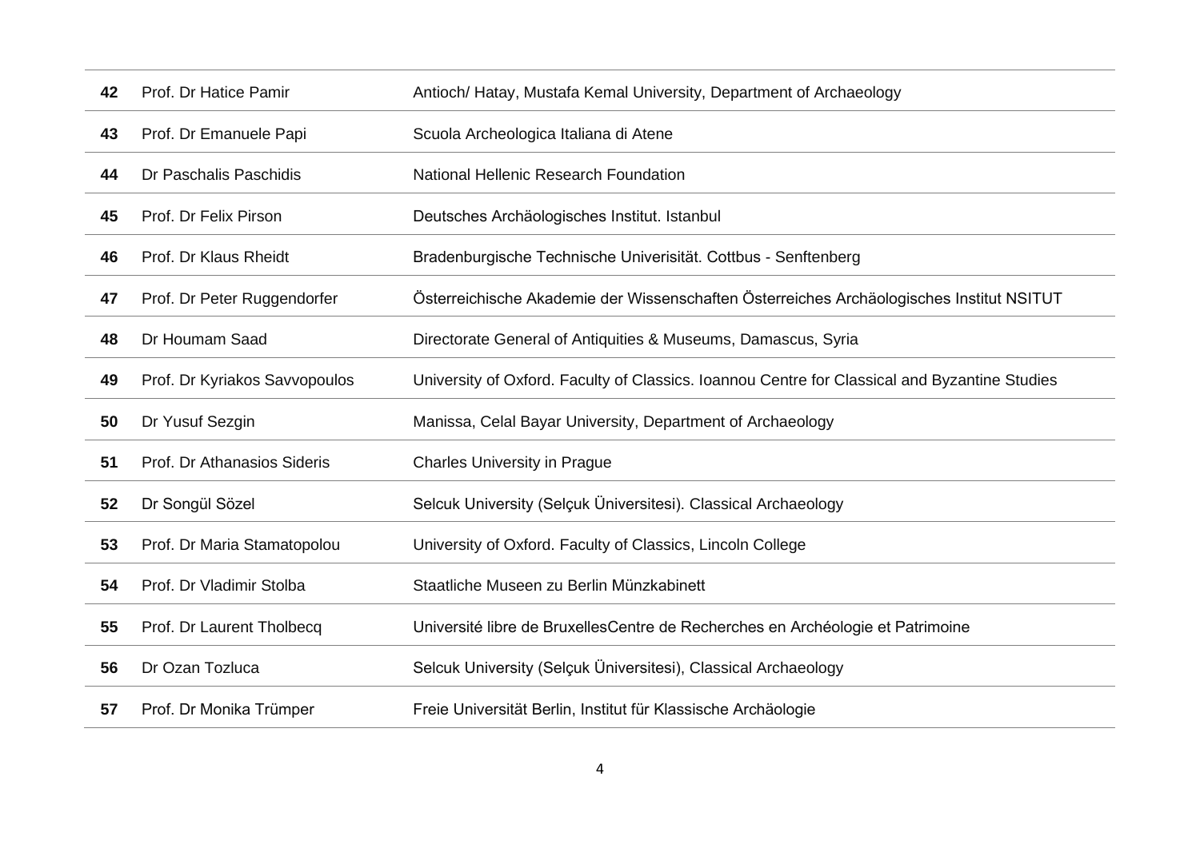| | | |
|---|---|---|
| **42** | Prof. Dr Hatice Pamir | Antioch/ Hatay, Mustafa Kemal University, Department of Archaeology |
| **43** | Prof. Dr Emanuele Papi | Scuola Archeologica Italiana di Atene |
| **44** | Dr Paschalis Paschidis | National Hellenic Research Foundation |
| **45** | Prof. Dr Felix Pirson | Deutsches Archäologisches Institut. Istanbul |
| **46** | Prof. Dr Klaus Rheidt | Bradenburgische Technische Univerisität. Cottbus - Senftenberg |
| **47** | Prof. Dr Peter Ruggendorfer | Österreichische Akademie der Wissenschaften Österreiches Archäologisches Institut NSITUT |
| **48** | Dr Houmam Saad | Directorate General of Antiquities & Museums, Damascus, Syria |
| **49** | Prof. Dr Kyriakos Savvopoulos | University of Oxford. Faculty of Classics. Ioannou Centre for Classical and Byzantine Studies |
| **50** | Dr Yusuf Sezgin | Manissa, Celal Bayar University, Department of Archaeology |
| **51** | Prof. Dr Athanasios Sideris | Charles University in Prague |
| **52** | Dr Songül Sözel | Selcuk University (Selçuk Üniversitesi). Classical Archaeology |
| **53** | Prof. Dr Maria Stamatopolou | University of Oxford. Faculty of Classics, Lincoln College |
| **54** | Prof. Dr Vladimir Stolba | Staatliche Museen zu Berlin Münzkabinett |
| **55** | Prof. Dr Laurent Tholbecq | Université libre de BruxellesCentre de Recherches en Archéologie et Patrimoine |
| **56** | Dr Ozan Tozluca | Selcuk University (Selçuk Üniversitesi), Classical Archaeology |
| **57** | Prof. Dr Monika Trümper | Freie Universität Berlin, Institut für Klassische Archäologie |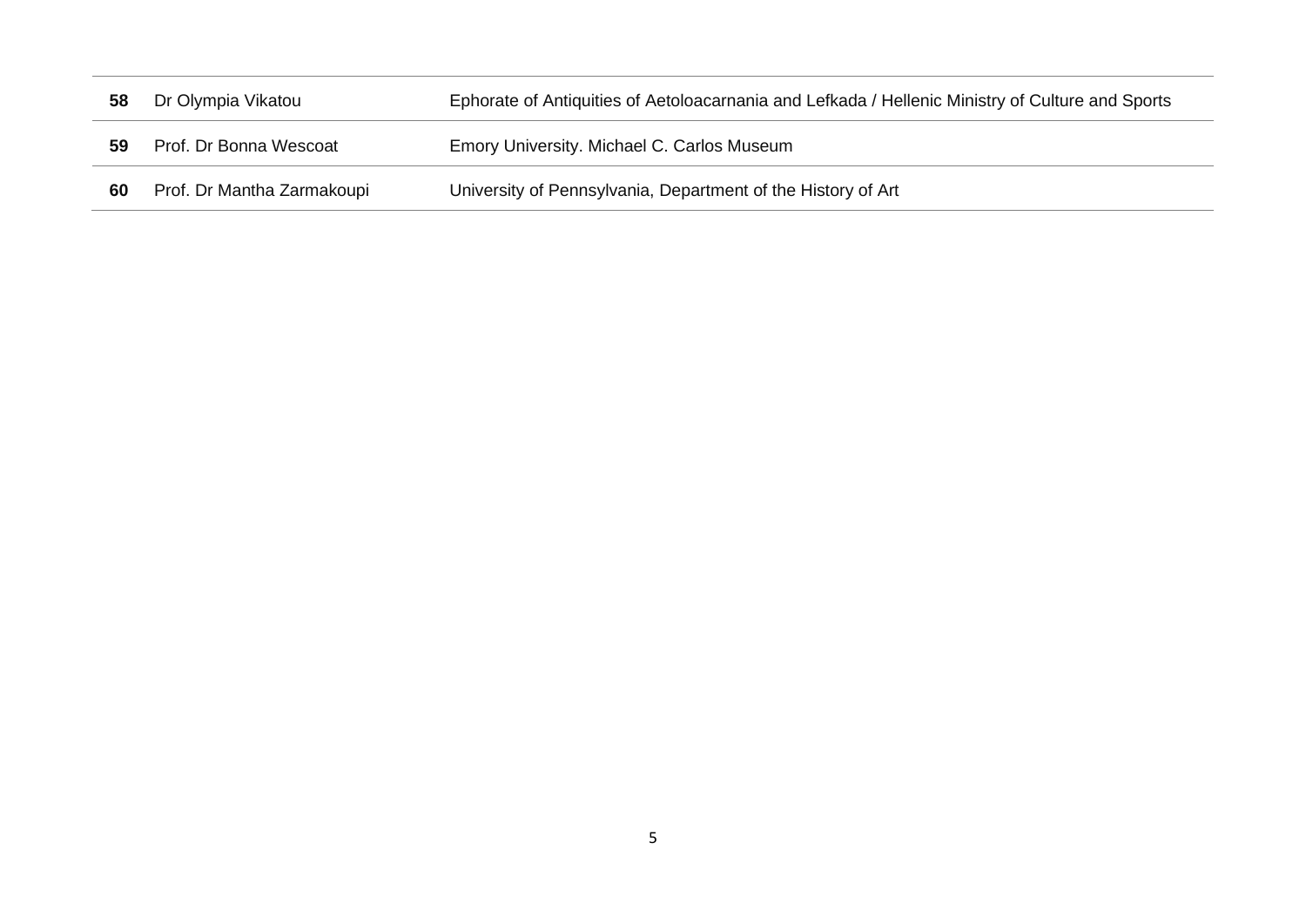| | | |
|---|---|---|
| **58** | Dr Olympia Vikatou | Ephorate of Antiquities of Aetoloacarnania and Lefkada / Hellenic Ministry of Culture and Sports |
| **59** | Prof. Dr Bonna Wescoat | Emory University. Michael C. Carlos Museum |
| **60** | Prof. Dr Mantha Zarmakoupi | University of Pennsylvania, Department of the History of Art |